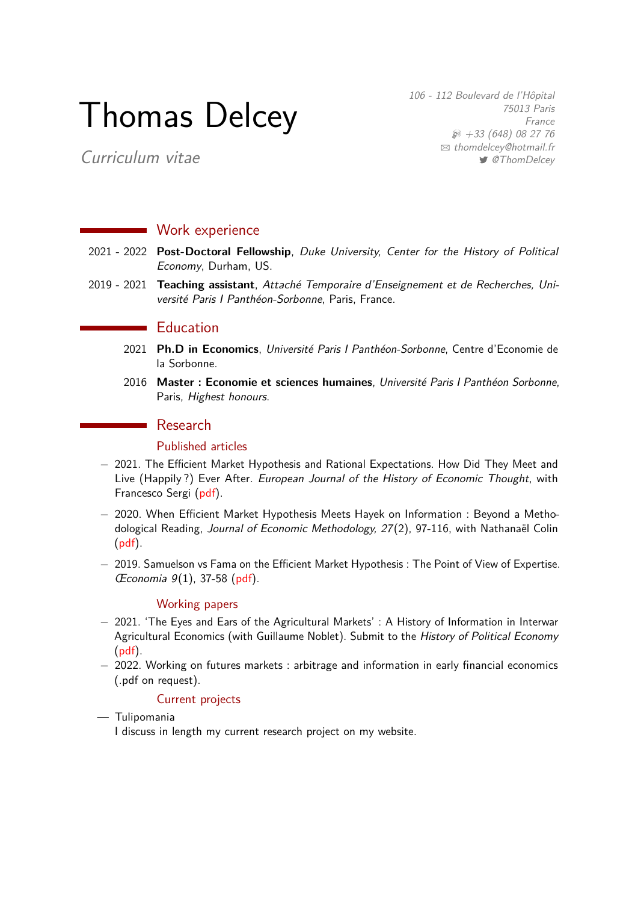# Thomas Delcey

*Curriculum vitae*

*106 - 112 Boulevard de l'Hôpital*
*75013 Paris*
*France*
*+33 (648) 08 27 76*
*thomdelcey@hotmail.fr*
*@ThomDelcey*

## Work experience

2021 - 2022 **Post-Doctoral Fellowship**, *Duke University, Center for the History of Political Economy*, Durham, US.

2019 - 2021 **Teaching assistant**, *Attaché Temporaire d'Enseignement et de Recherches, Université Paris I Panthéon-Sorbonne*, Paris, France.

## Education

2021 **Ph.D in Economics**, *Université Paris I Panthéon-Sorbonne*, Centre d'Economie de la Sorbonne.

2016 **Master : Economie et sciences humaines**, *Université Paris I Panthéon Sorbonne*, Paris, *Highest honours*.

## Research

### Published articles

- 2021. The Efficient Market Hypothesis and Rational Expectations. How Did They Meet and Live (Happily ?) Ever After. *European Journal of the History of Economic Thought*, with Francesco Sergi (pdf).
- 2020. When Efficient Market Hypothesis Meets Hayek on Information : Beyond a Methodological Reading, *Journal of Economic Methodology, 27*(2), 97-116, with Nathanaël Colin (pdf).
- 2019. Samuelson vs Fama on the Efficient Market Hypothesis : The Point of View of Expertise. *Œconomia 9*(1), 37-58 (pdf).

### Working papers

- 2021. 'The Eyes and Ears of the Agricultural Markets' : A History of Information in Interwar Agricultural Economics (with Guillaume Noblet). Submit to the *History of Political Economy* (pdf).
- 2022. Working on futures markets : arbitrage and information in early financial economics (.pdf on request).

### Current projects

- Tulipomania
  I discuss in length my current research project on my website.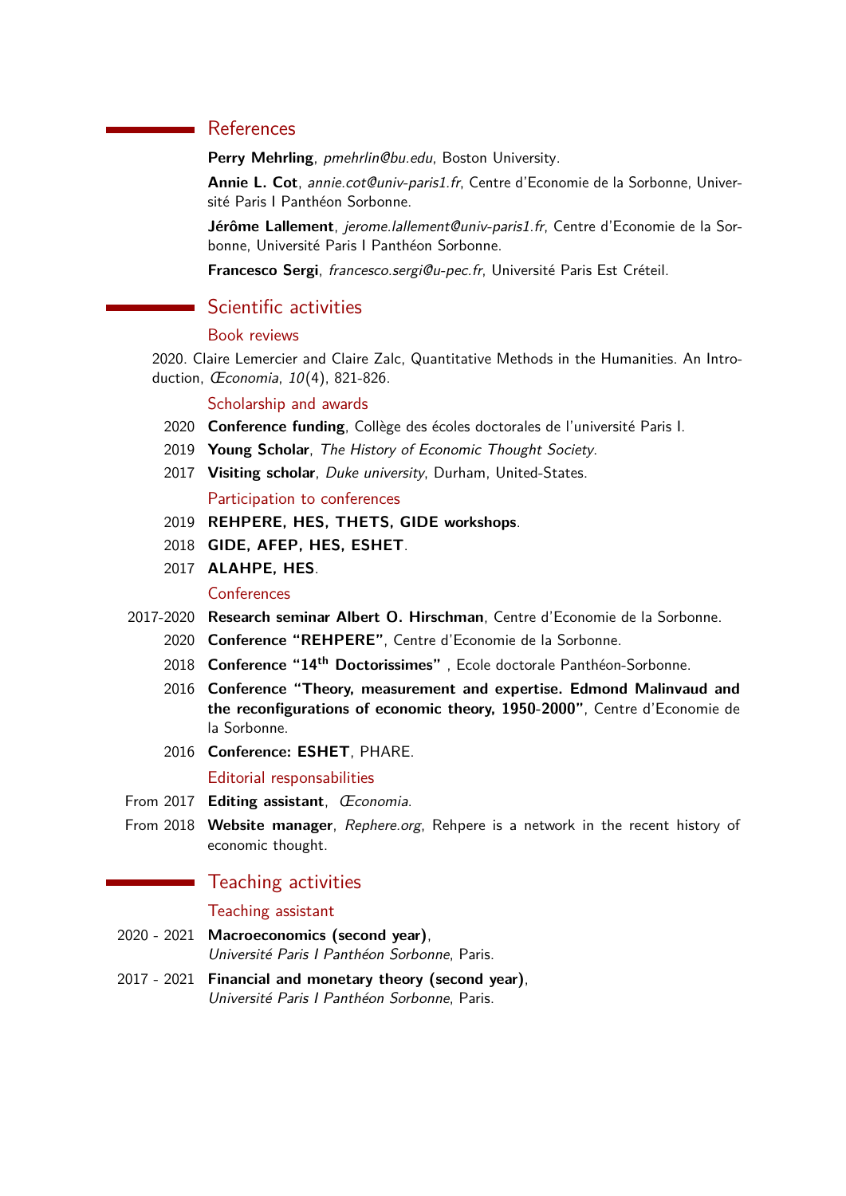## References

**Perry Mehrling**, *pmehrlin@bu.edu*, Boston University.

**Annie L. Cot**, *annie.cot@univ-paris1.fr*, Centre d'Economie de la Sorbonne, Université Paris I Panthéon Sorbonne.

**Jérôme Lallement**, *jerome.lallement@univ-paris1.fr*, Centre d'Economie de la Sorbonne, Université Paris I Panthéon Sorbonne.

**Francesco Sergi**, *francesco.sergi@u-pec.fr*, Université Paris Est Créteil.

## Scientific activities

### Book reviews

2020. Claire Lemercier and Claire Zalc, Quantitative Methods in the Humanities. An Introduction, *Œconomia*, *10*(4), 821-826.

### Scholarship and awards

- 2020 **Conference funding**, Collège des écoles doctorales de l'université Paris I.
- 2019 **Young Scholar**, *The History of Economic Thought Society*.
- 2017 **Visiting scholar**, *Duke university*, Durham, United-States.

### Participation to conferences

- 2019 **REHPERE, HES, THETS, GIDE workshops**.
- 2018 **GIDE, AFEP, HES, ESHET**.
- 2017 **ALAHPE, HES**.

### Conferences

- 2017-2020 **Research seminar Albert O. Hirschman**, Centre d'Economie de la Sorbonne.
- 2020 **Conference "REHPERE"**, Centre d'Economie de la Sorbonne.
- 2018 **Conference "14th Doctorissimes"** , Ecole doctorale Panthéon-Sorbonne.
- 2016 **Conference "Theory, measurement and expertise. Edmond Malinvaud and the reconfigurations of economic theory, 1950-2000"**, Centre d'Economie de la Sorbonne.
- 2016 **Conference: ESHET**, PHARE.

### Editorial responsabilities

- From 2017 **Editing assistant**, *Œconomia*.
- From 2018 **Website manager**, *Rephere.org*, Rehpere is a network in the recent history of economic thought.

## Teaching activities

### Teaching assistant

- 2020 - 2021 **Macroeconomics (second year)**, *Université Paris I Panthéon Sorbonne*, Paris.
- 2017 - 2021 **Financial and monetary theory (second year)**, *Université Paris I Panthéon Sorbonne*, Paris.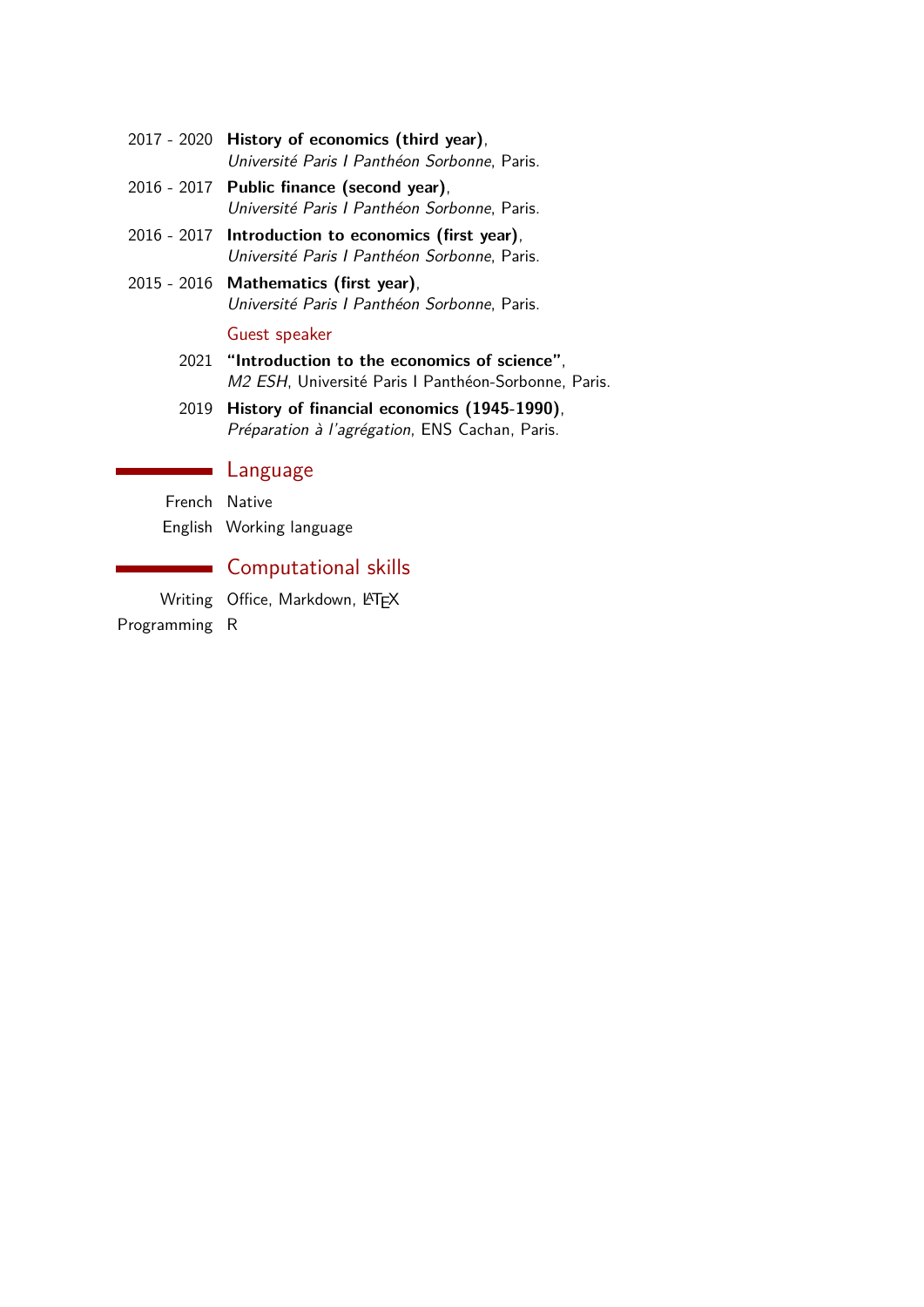2017 - 2020 **History of economics (third year)**,
*Université Paris I Panthéon Sorbonne*, Paris.

2016 - 2017 **Public finance (second year)**,
*Université Paris I Panthéon Sorbonne*, Paris.

2016 - 2017 **Introduction to economics (first year)**,
*Université Paris I Panthéon Sorbonne*, Paris.

2015 - 2016 **Mathematics (first year)**,
*Université Paris I Panthéon Sorbonne*, Paris.

### Guest speaker

2021 **"Introduction to the economics of science"**,
*M2 ESH*, Université Paris I Panthéon-Sorbonne, Paris.

2019 **History of financial economics (1945-1990)**,
*Préparation à l'agrégation*, ENS Cachan, Paris.

## Language

French Native

English Working language

## Computational skills

Writing Office, Markdown, LaTeX

Programming R